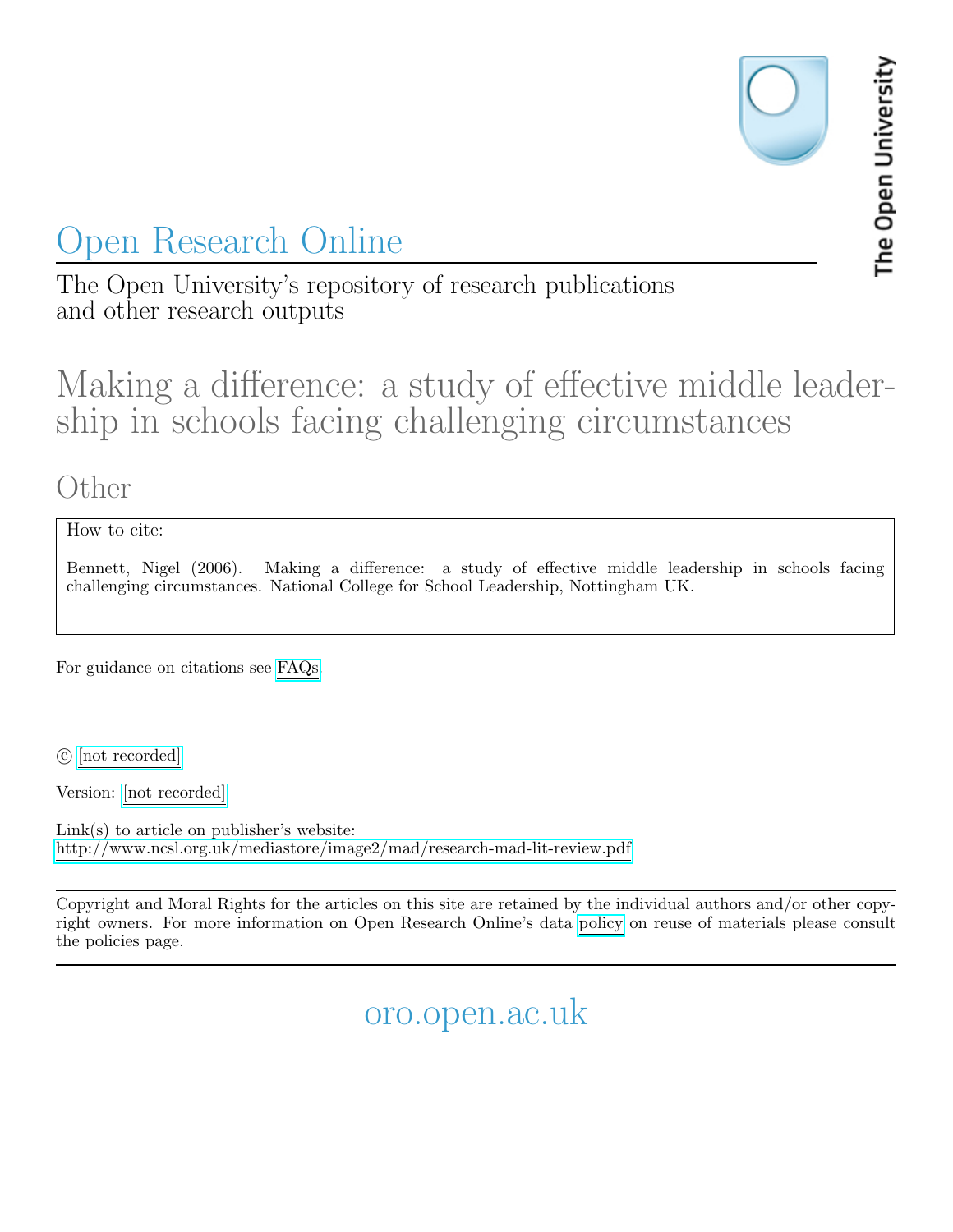# Open Research Online

The Open University's repository of research publications and other research outputs

## Making a difference: a study of effective middle leadership in schools facing challenging circumstances

### Other

How to cite:

Bennett, Nigel (2006). Making a difference: a study of effective middle leadership in schools facing challenging circumstances. National College for School Leadership, Nottingham UK.

For guidance on citations see FAQs.

© [not recorded]

Version: [not recorded]

Link(s) to article on publisher's website:
http://www.ncsl.org.uk/mediastore/image2/mad/research-mad-lit-review.pdf

Copyright and Moral Rights for the articles on this site are retained by the individual authors and/or other copyright owners. For more information on Open Research Online's data policy on reuse of materials please consult the policies page.

oro.open.ac.uk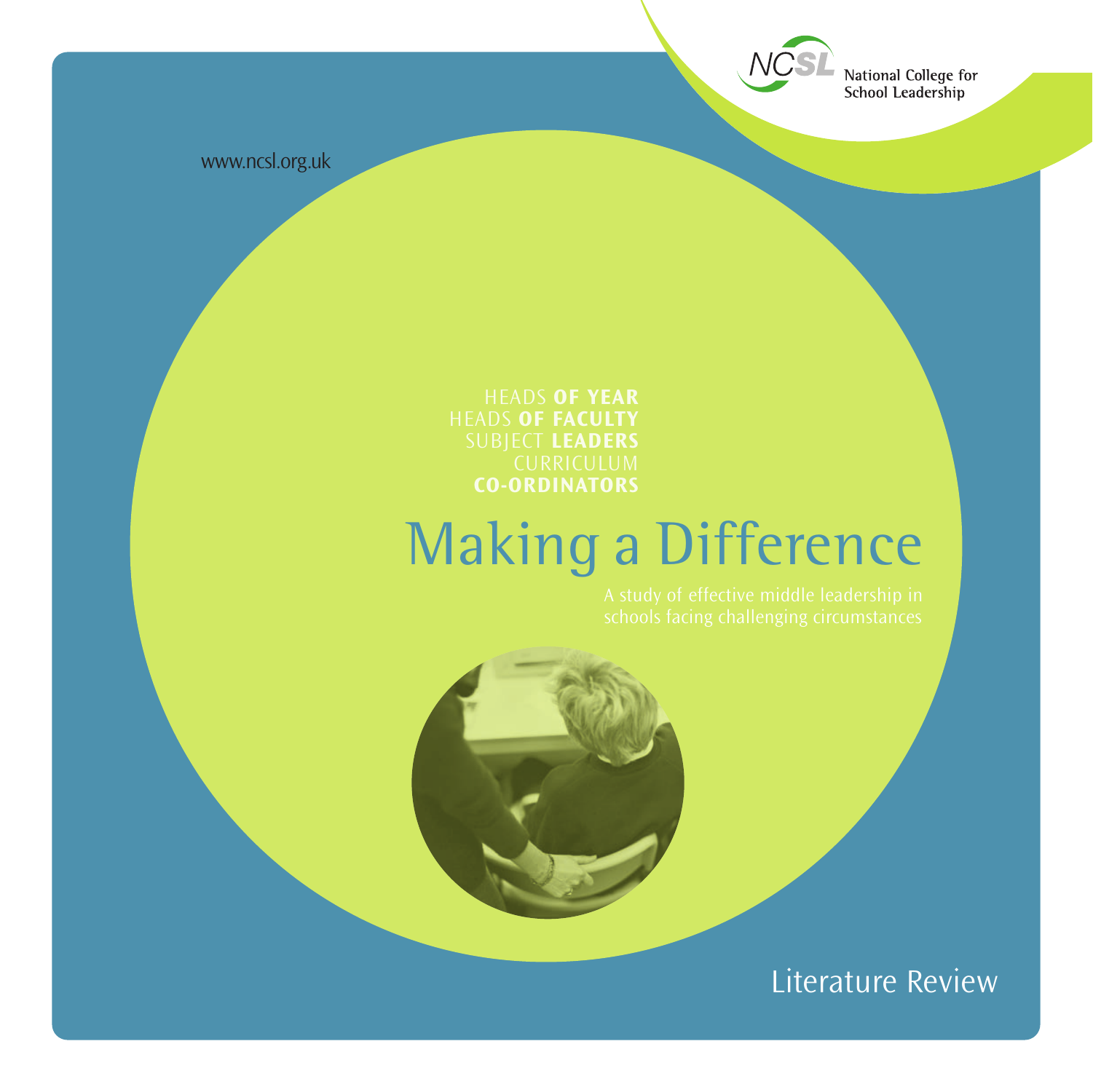www.ncsl.org.uk

National College for School Leadership

HEADS **OF YEAR**
HEADS **OF FACULTY**
SUBJECT **LEADERS**
CURRICULUM
**CO-ORDINATORS**

# Making a Difference

A study of effective middle leadership in schools facing challenging circumstances

## Literature Review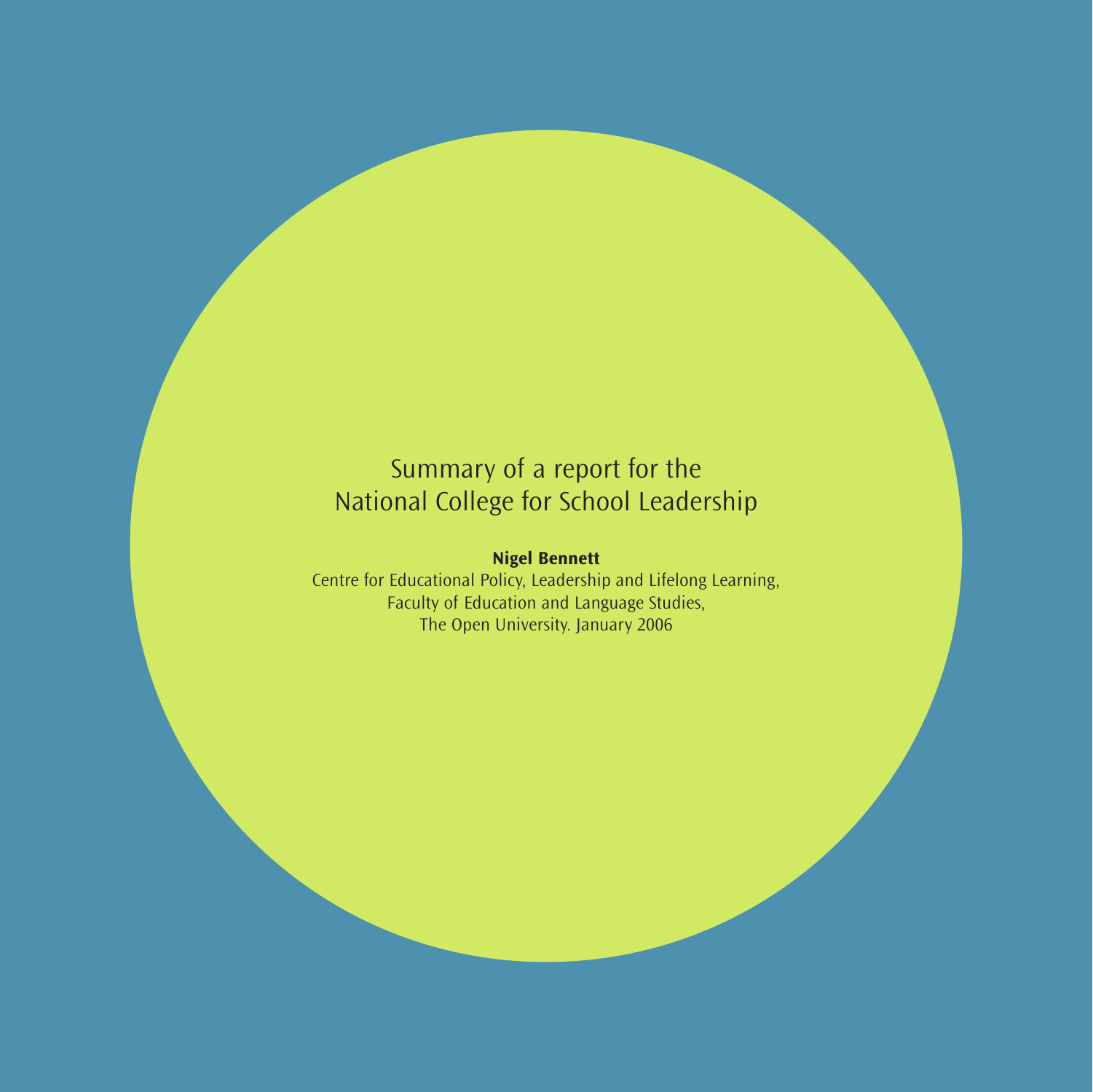Summary of a report for the
National College for School Leadership

**Nigel Bennett**

Centre for Educational Policy, Leadership and Lifelong Learning,
Faculty of Education and Language Studies,
The Open University. January 2006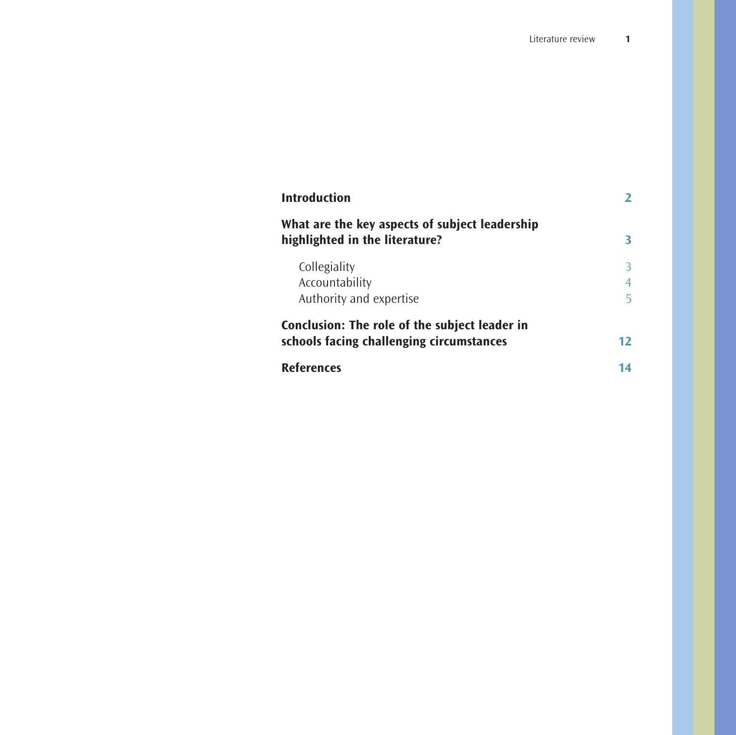| | |
|---|---|
| **Introduction** | **2** |
| **What are the key aspects of subject leadership highlighted in the literature?** | **3** |
| Collegiality | 3 |
| Accountability | 4 |
| Authority and expertise | 5 |
| **Conclusion: The role of the subject leader in schools facing challenging circumstances** | **12** |
| **References** | **14** |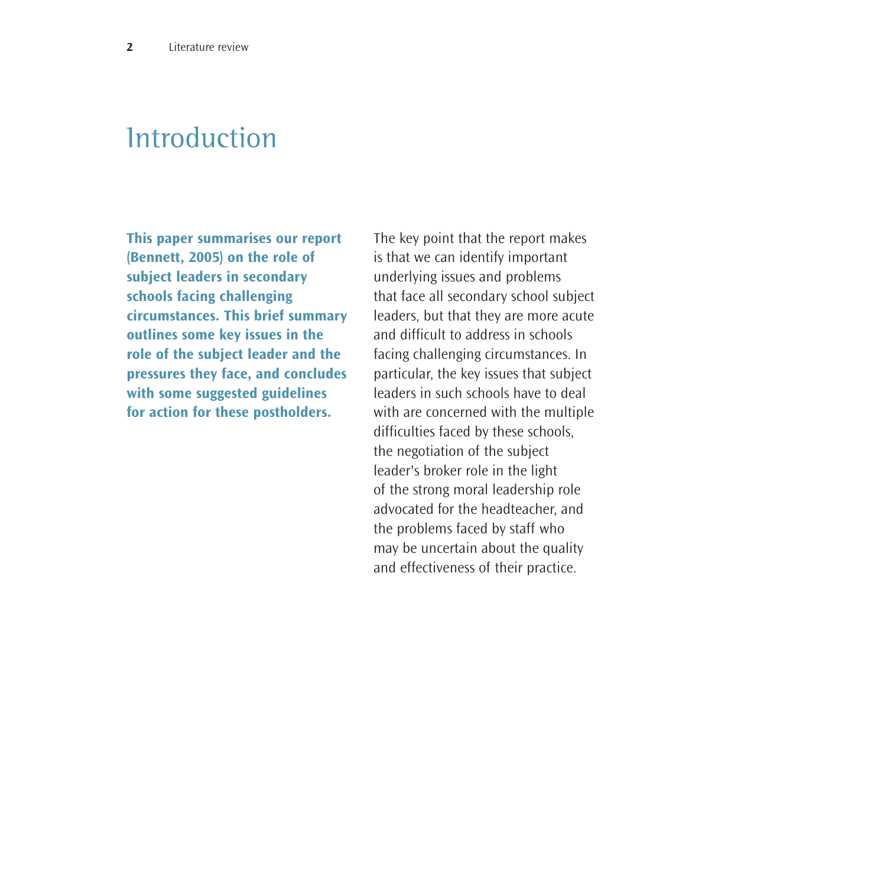# Introduction

**This paper summarises our report (Bennett, 2005) on the role of subject leaders in secondary schools facing challenging circumstances. This brief summary outlines some key issues in the role of the subject leader and the pressures they face, and concludes with some suggested guidelines for action for these postholders.**

The key point that the report makes is that we can identify important underlying issues and problems that face all secondary school subject leaders, but that they are more acute and difficult to address in schools facing challenging circumstances. In particular, the key issues that subject leaders in such schools have to deal with are concerned with the multiple difficulties faced by these schools, the negotiation of the subject leader's broker role in the light of the strong moral leadership role advocated for the headteacher, and the problems faced by staff who may be uncertain about the quality and effectiveness of their practice.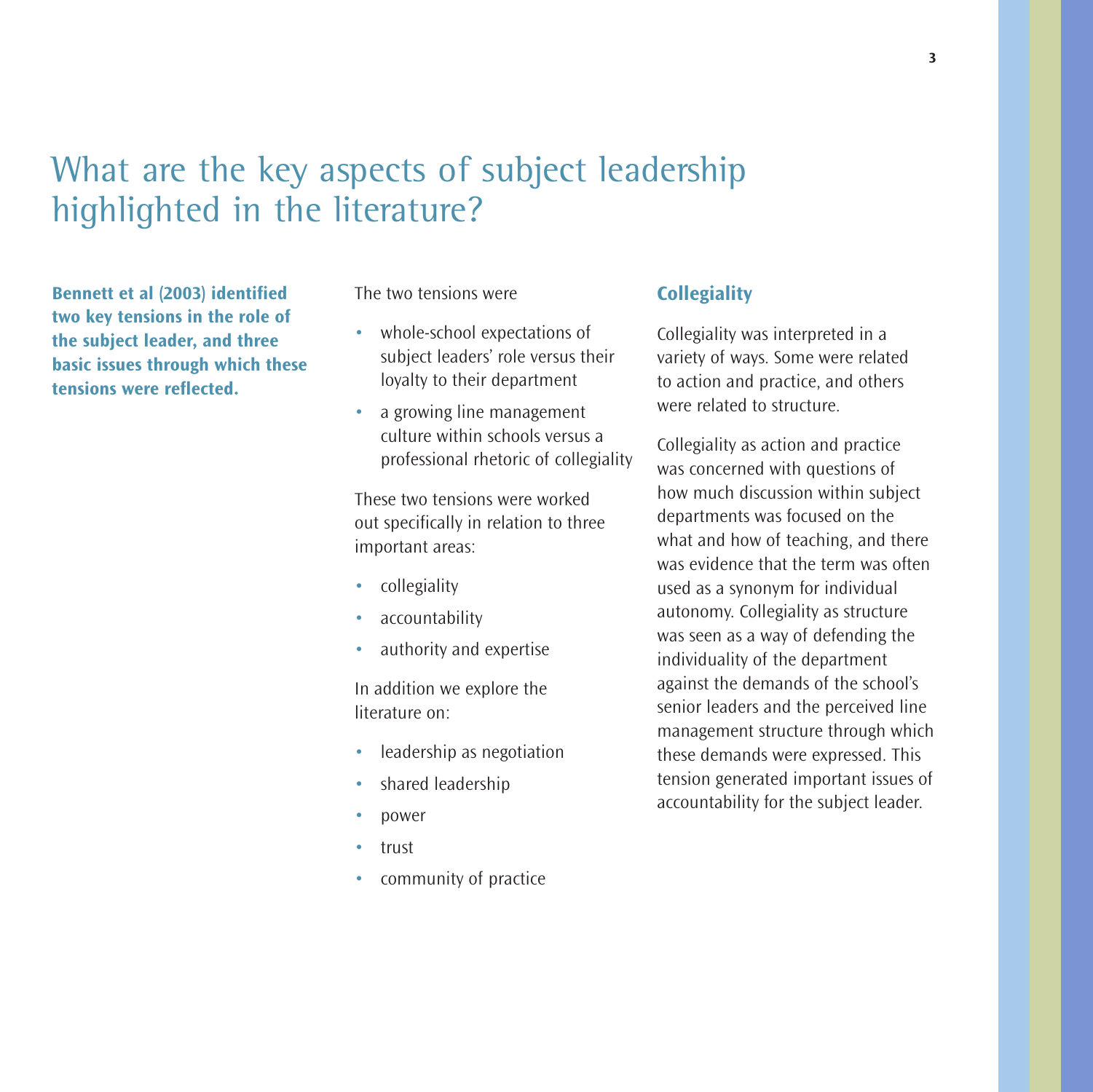# What are the key aspects of subject leadership highlighted in the literature?

**Bennett et al (2003) identified two key tensions in the role of the subject leader, and three basic issues through which these tensions were reflected.**

The two tensions were

- whole-school expectations of subject leaders' role versus their loyalty to their department
- a growing line management culture within schools versus a professional rhetoric of collegiality

These two tensions were worked out specifically in relation to three important areas:

- collegiality
- accountability
- authority and expertise

In addition we explore the literature on:

- leadership as negotiation
- shared leadership
- power
- trust
- community of practice

## Collegiality

Collegiality was interpreted in a variety of ways. Some were related to action and practice, and others were related to structure.

Collegiality as action and practice was concerned with questions of how much discussion within subject departments was focused on the what and how of teaching, and there was evidence that the term was often used as a synonym for individual autonomy. Collegiality as structure was seen as a way of defending the individuality of the department against the demands of the school's senior leaders and the perceived line management structure through which these demands were expressed. This tension generated important issues of accountability for the subject leader.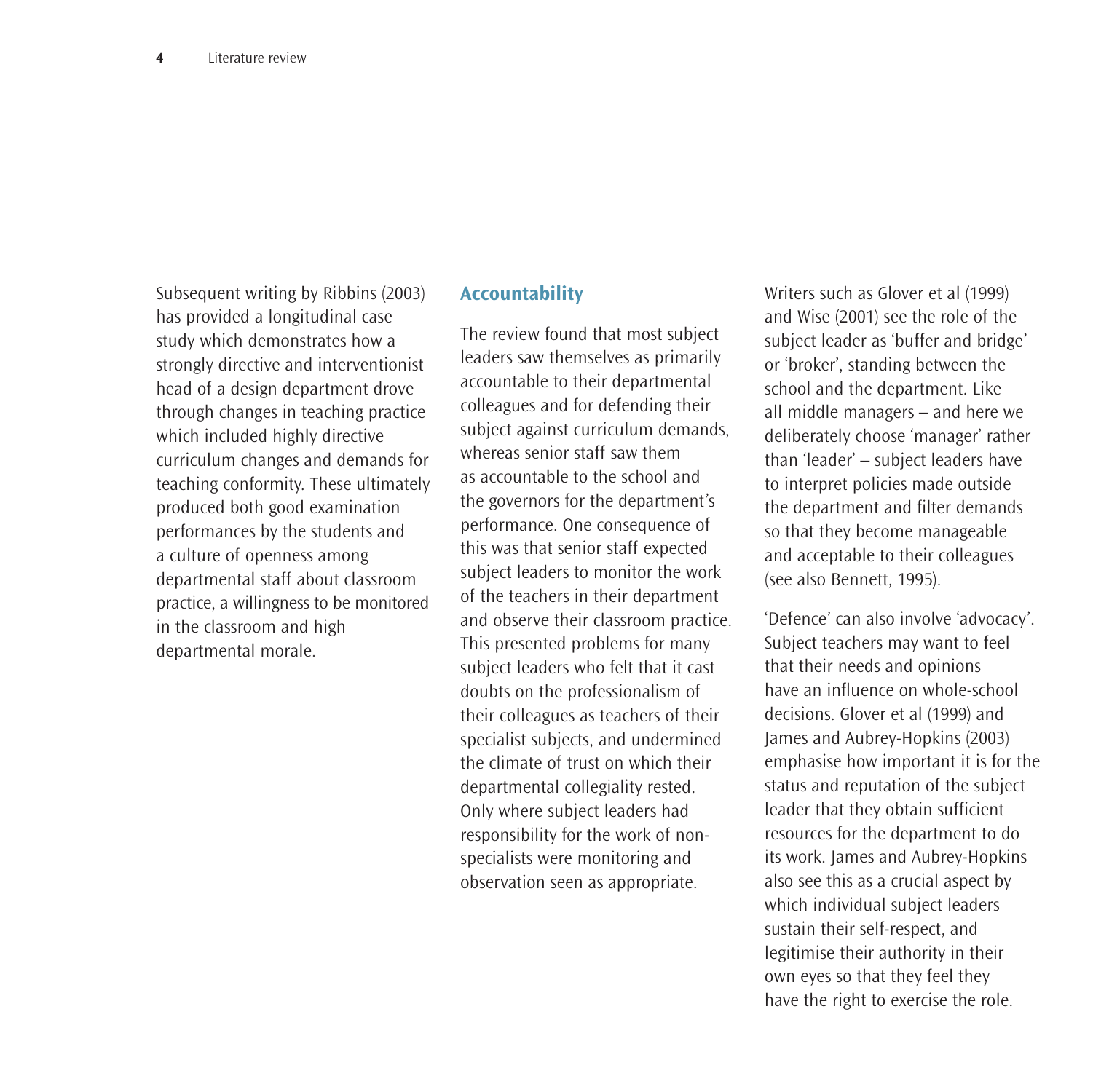Subsequent writing by Ribbins (2003) has provided a longitudinal case study which demonstrates how a strongly directive and interventionist head of a design department drove through changes in teaching practice which included highly directive curriculum changes and demands for teaching conformity. These ultimately produced both good examination performances by the students and a culture of openness among departmental staff about classroom practice, a willingness to be monitored in the classroom and high departmental morale.

## Accountability

The review found that most subject leaders saw themselves as primarily accountable to their departmental colleagues and for defending their subject against curriculum demands, whereas senior staff saw them as accountable to the school and the governors for the department's performance. One consequence of this was that senior staff expected subject leaders to monitor the work of the teachers in their department and observe their classroom practice. This presented problems for many subject leaders who felt that it cast doubts on the professionalism of their colleagues as teachers of their specialist subjects, and undermined the climate of trust on which their departmental collegiality rested. Only where subject leaders had responsibility for the work of non-specialists were monitoring and observation seen as appropriate.

Writers such as Glover et al (1999) and Wise (2001) see the role of the subject leader as 'buffer and bridge' or 'broker', standing between the school and the department. Like all middle managers – and here we deliberately choose 'manager' rather than 'leader' – subject leaders have to interpret policies made outside the department and filter demands so that they become manageable and acceptable to their colleagues (see also Bennett, 1995).

'Defence' can also involve 'advocacy'. Subject teachers may want to feel that their needs and opinions have an influence on whole-school decisions. Glover et al (1999) and James and Aubrey-Hopkins (2003) emphasise how important it is for the status and reputation of the subject leader that they obtain sufficient resources for the department to do its work. James and Aubrey-Hopkins also see this as a crucial aspect by which individual subject leaders sustain their self-respect, and legitimise their authority in their own eyes so that they feel they have the right to exercise the role.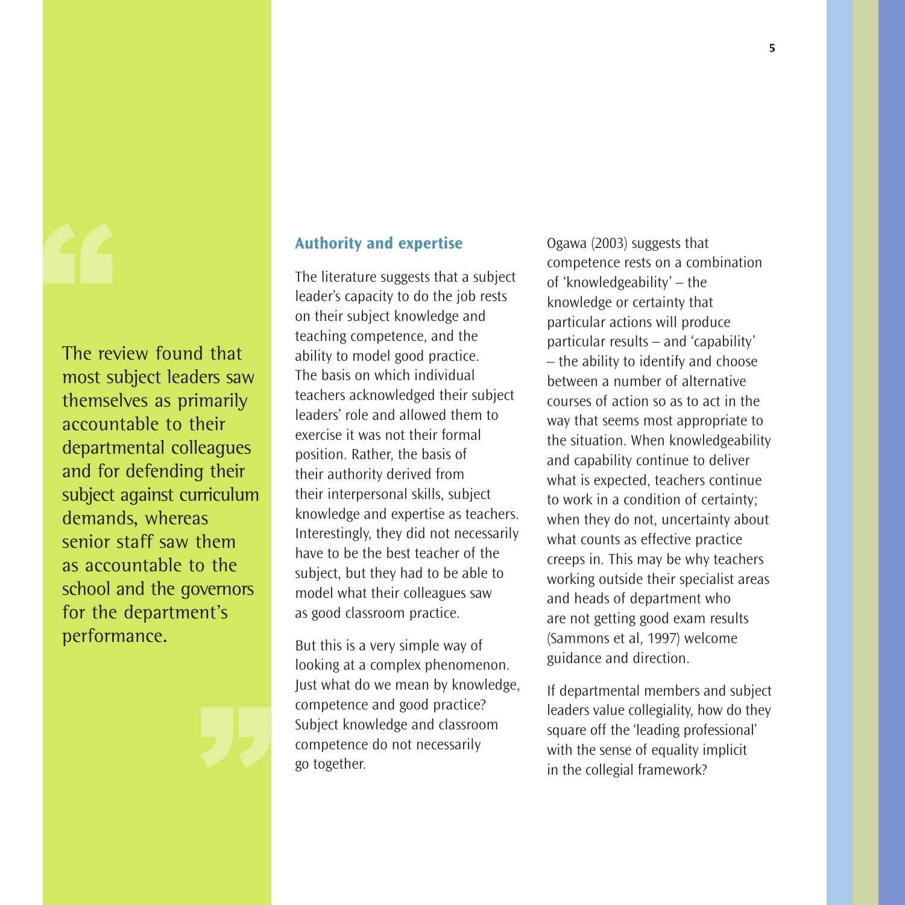> The review found that most subject leaders saw themselves as primarily accountable to their departmental colleagues and for defending their subject against curriculum demands, whereas senior staff saw them as accountable to the school and the governors for the department's performance.

## Authority and expertise

The literature suggests that a subject leader's capacity to do the job rests on their subject knowledge and teaching competence, and the ability to model good practice. The basis on which individual teachers acknowledged their subject leaders' role and allowed them to exercise it was not their formal position. Rather, the basis of their authority derived from their interpersonal skills, subject knowledge and expertise as teachers. Interestingly, they did not necessarily have to be the best teacher of the subject, but they had to be able to model what their colleagues saw as good classroom practice.

But this is a very simple way of looking at a complex phenomenon. Just what do we mean by knowledge, competence and good practice? Subject knowledge and classroom competence do not necessarily go together.

Ogawa (2003) suggests that competence rests on a combination of 'knowledgeability' – the knowledge or certainty that particular actions will produce particular results – and 'capability' – the ability to identify and choose between a number of alternative courses of action so as to act in the way that seems most appropriate to the situation. When knowledgeability and capability continue to deliver what is expected, teachers continue to work in a condition of certainty; when they do not, uncertainty about what counts as effective practice creeps in. This may be why teachers working outside their specialist areas and heads of department who are not getting good exam results (Sammons et al, 1997) welcome guidance and direction.

If departmental members and subject leaders value collegiality, how do they square off the 'leading professional' with the sense of equality implicit in the collegial framework?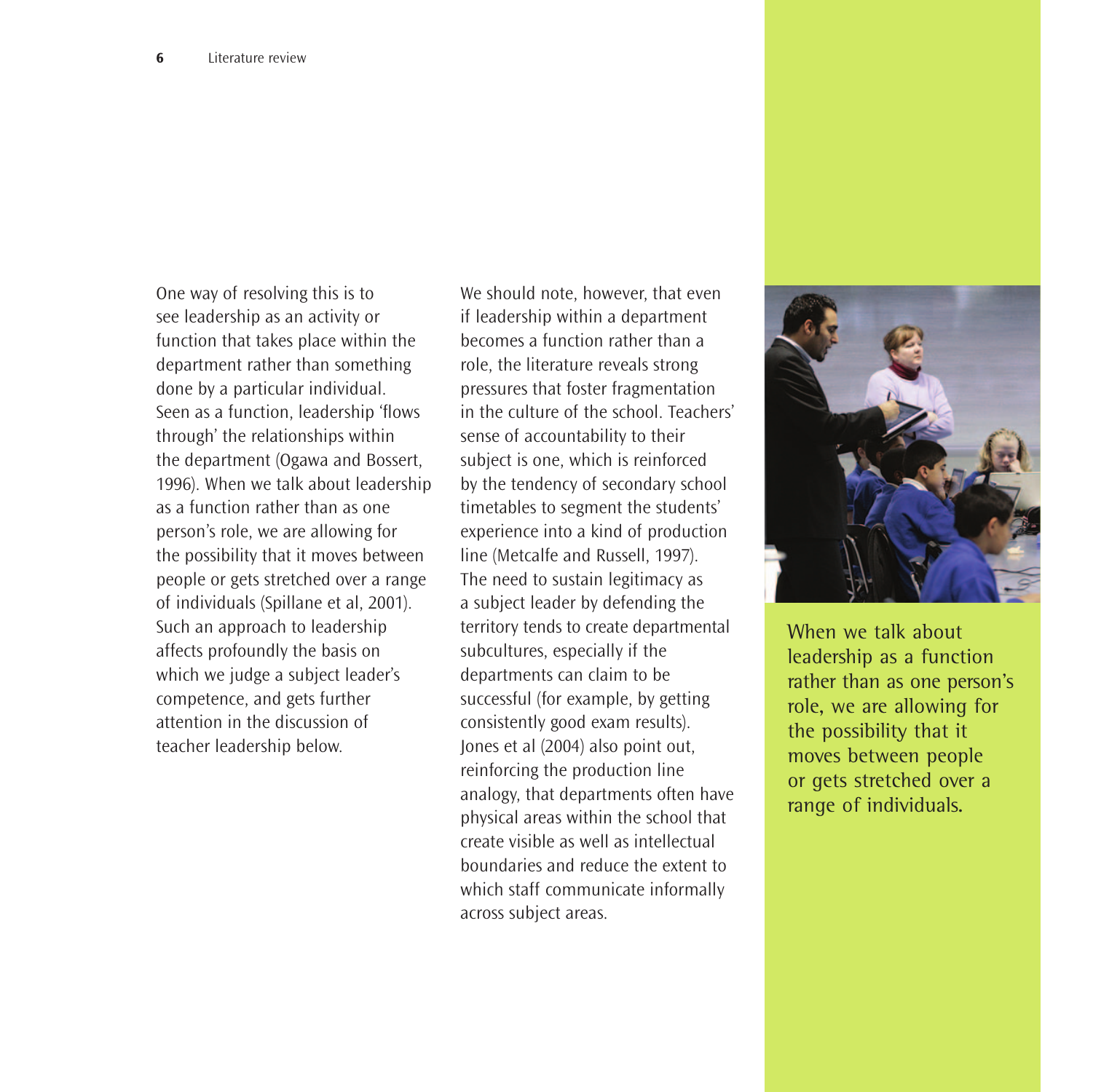One way of resolving this is to see leadership as an activity or function that takes place within the department rather than something done by a particular individual. Seen as a function, leadership 'flows through' the relationships within the department (Ogawa and Bossert, 1996). When we talk about leadership as a function rather than as one person's role, we are allowing for the possibility that it moves between people or gets stretched over a range of individuals (Spillane et al, 2001). Such an approach to leadership affects profoundly the basis on which we judge a subject leader's competence, and gets further attention in the discussion of teacher leadership below.

We should note, however, that even if leadership within a department becomes a function rather than a role, the literature reveals strong pressures that foster fragmentation in the culture of the school. Teachers' sense of accountability to their subject is one, which is reinforced by the tendency of secondary school timetables to segment the students' experience into a kind of production line (Metcalfe and Russell, 1997). The need to sustain legitimacy as a subject leader by defending the territory tends to create departmental subcultures, especially if the departments can claim to be successful (for example, by getting consistently good exam results). Jones et al (2004) also point out, reinforcing the production line analogy, that departments often have physical areas within the school that create visible as well as intellectual boundaries and reduce the extent to which staff communicate informally across subject areas.

When we talk about leadership as a function rather than as one person's role, we are allowing for the possibility that it moves between people or gets stretched over a range of individuals.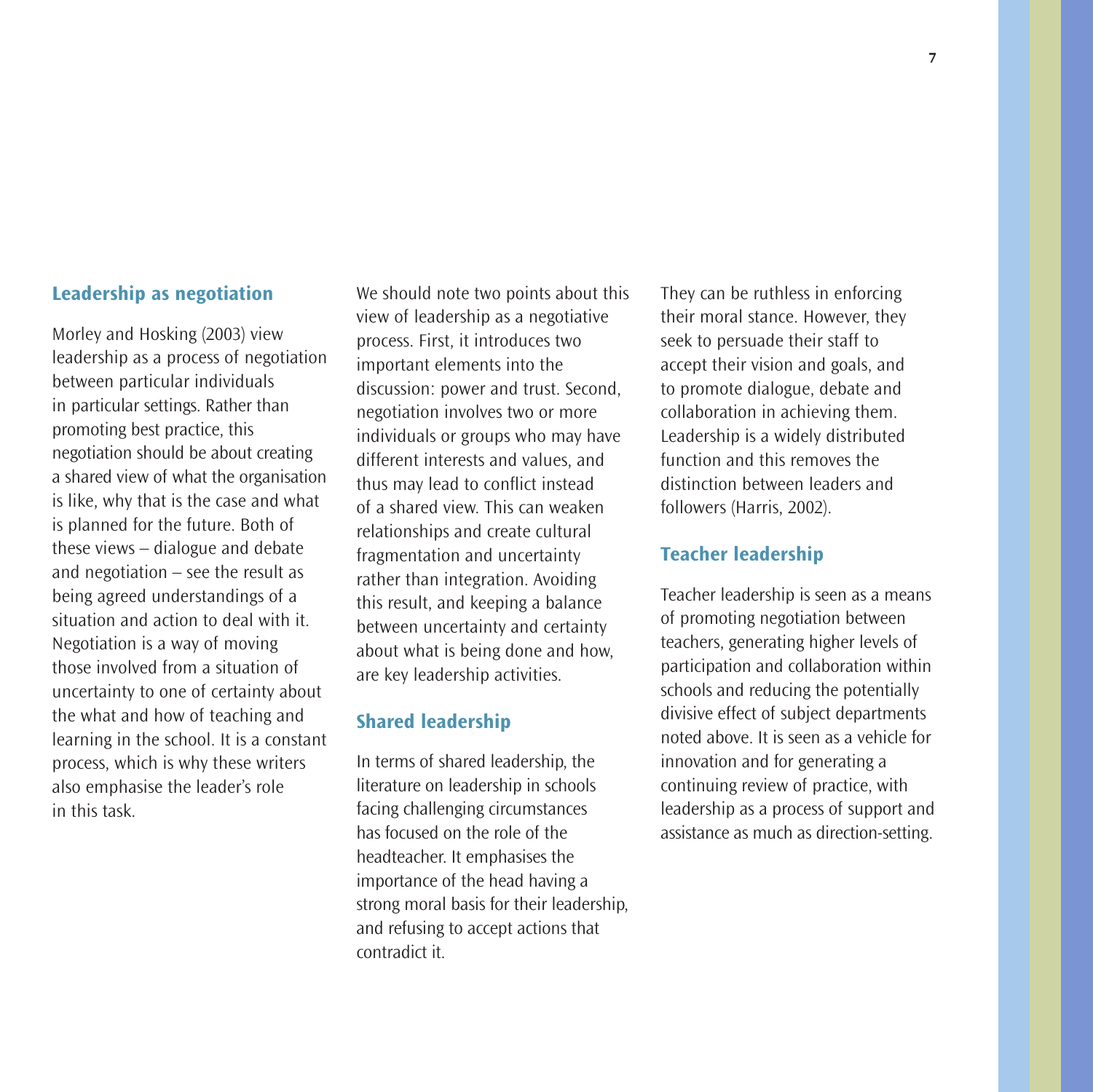## Leadership as negotiation

Morley and Hosking (2003) view leadership as a process of negotiation between particular individuals in particular settings. Rather than promoting best practice, this negotiation should be about creating a shared view of what the organisation is like, why that is the case and what is planned for the future. Both of these views – dialogue and debate and negotiation – see the result as being agreed understandings of a situation and action to deal with it. Negotiation is a way of moving those involved from a situation of uncertainty to one of certainty about the what and how of teaching and learning in the school. It is a constant process, which is why these writers also emphasise the leader's role in this task.

We should note two points about this view of leadership as a negotiative process. First, it introduces two important elements into the discussion: power and trust. Second, negotiation involves two or more individuals or groups who may have different interests and values, and thus may lead to conflict instead of a shared view. This can weaken relationships and create cultural fragmentation and uncertainty rather than integration. Avoiding this result, and keeping a balance between uncertainty and certainty about what is being done and how, are key leadership activities.

## Shared leadership

In terms of shared leadership, the literature on leadership in schools facing challenging circumstances has focused on the role of the headteacher. It emphasises the importance of the head having a strong moral basis for their leadership, and refusing to accept actions that contradict it. They can be ruthless in enforcing their moral stance. However, they seek to persuade their staff to accept their vision and goals, and to promote dialogue, debate and collaboration in achieving them. Leadership is a widely distributed function and this removes the distinction between leaders and followers (Harris, 2002).

## Teacher leadership

Teacher leadership is seen as a means of promoting negotiation between teachers, generating higher levels of participation and collaboration within schools and reducing the potentially divisive effect of subject departments noted above. It is seen as a vehicle for innovation and for generating a continuing review of practice, with leadership as a process of support and assistance as much as direction-setting.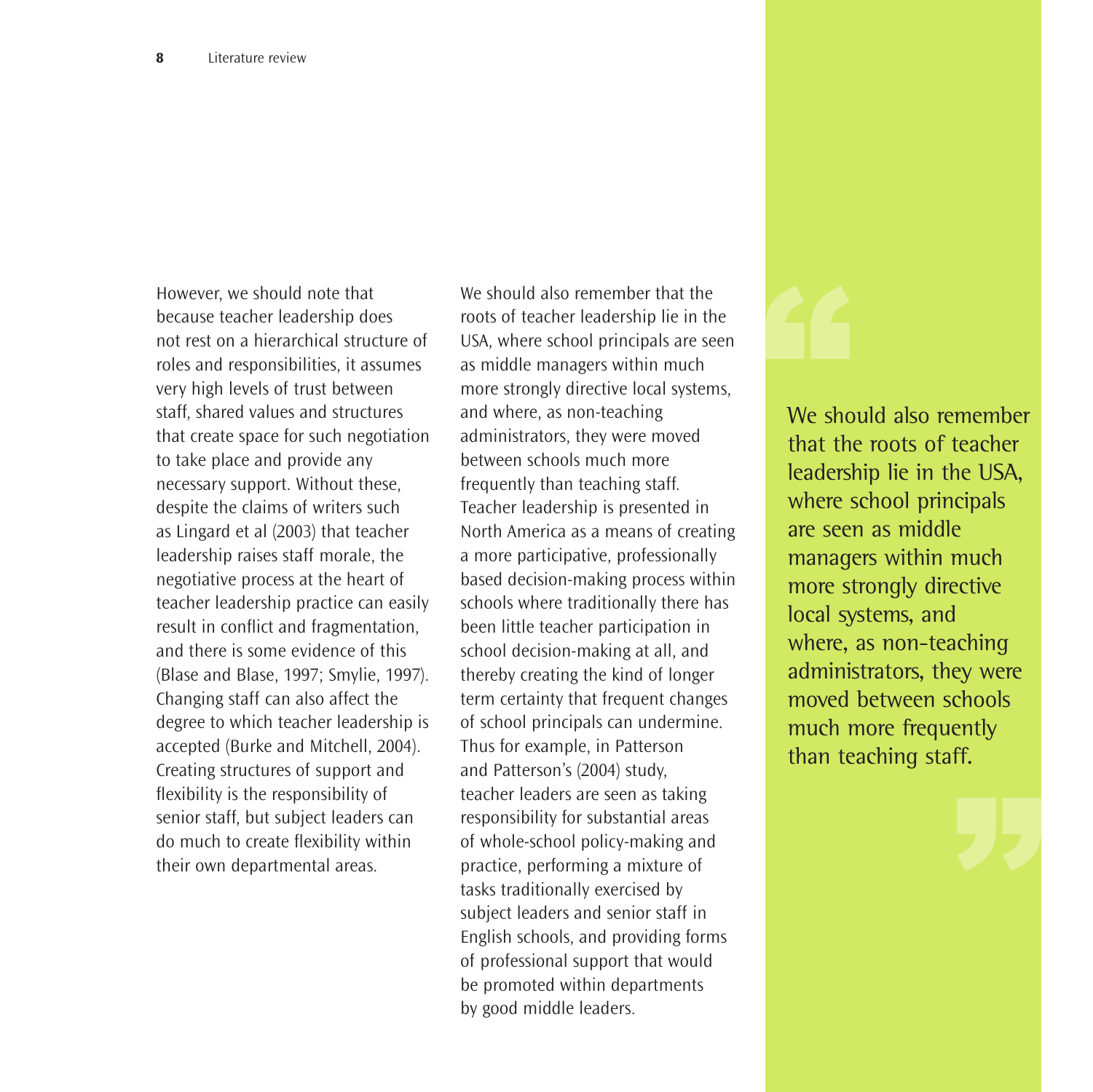However, we should note that because teacher leadership does not rest on a hierarchical structure of roles and responsibilities, it assumes very high levels of trust between staff, shared values and structures that create space for such negotiation to take place and provide any necessary support. Without these, despite the claims of writers such as Lingard et al (2003) that teacher leadership raises staff morale, the negotiative process at the heart of teacher leadership practice can easily result in conflict and fragmentation, and there is some evidence of this (Blase and Blase, 1997; Smylie, 1997). Changing staff can also affect the degree to which teacher leadership is accepted (Burke and Mitchell, 2004). Creating structures of support and flexibility is the responsibility of senior staff, but subject leaders can do much to create flexibility within their own departmental areas.

We should also remember that the roots of teacher leadership lie in the USA, where school principals are seen as middle managers within much more strongly directive local systems, and where, as non-teaching administrators, they were moved between schools much more frequently than teaching staff. Teacher leadership is presented in North America as a means of creating a more participative, professionally based decision-making process within schools where traditionally there has been little teacher participation in school decision-making at all, and thereby creating the kind of longer term certainty that frequent changes of school principals can undermine. Thus for example, in Patterson and Patterson's (2004) study, teacher leaders are seen as taking responsibility for substantial areas of whole-school policy-making and practice, performing a mixture of tasks traditionally exercised by subject leaders and senior staff in English schools, and providing forms of professional support that would be promoted within departments by good middle leaders.

> We should also remember that the roots of teacher leadership lie in the USA, where school principals are seen as middle managers within much more strongly directive local systems, and where, as non-teaching administrators, they were moved between schools much more frequently than teaching staff.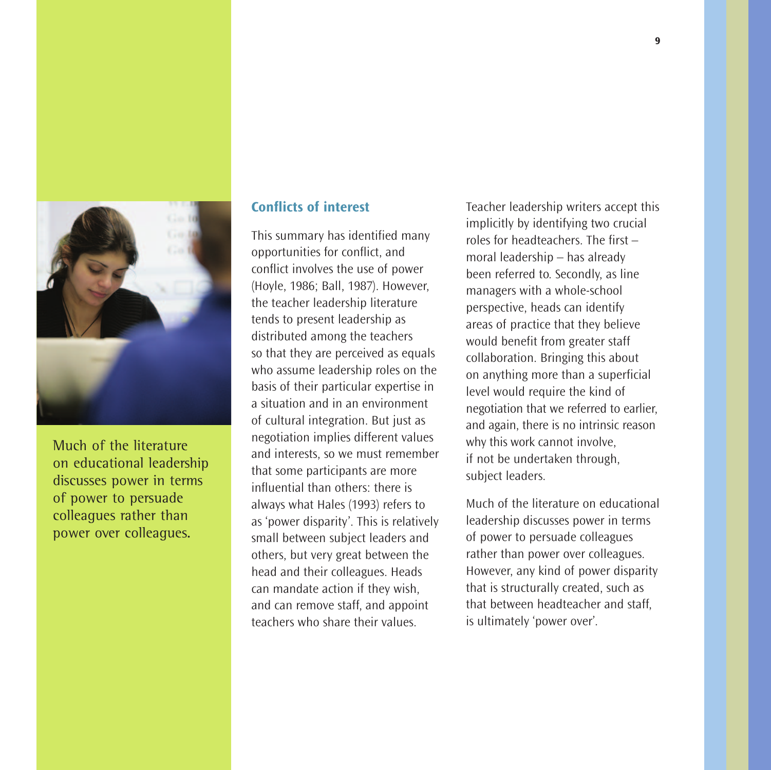Much of the literature on educational leadership discusses power in terms of power to persuade colleagues rather than power over colleagues.

## Conflicts of interest

This summary has identified many opportunities for conflict, and conflict involves the use of power (Hoyle, 1986; Ball, 1987). However, the teacher leadership literature tends to present leadership as distributed among the teachers so that they are perceived as equals who assume leadership roles on the basis of their particular expertise in a situation and in an environment of cultural integration. But just as negotiation implies different values and interests, so we must remember that some participants are more influential than others: there is always what Hales (1993) refers to as 'power disparity'. This is relatively small between subject leaders and others, but very great between the head and their colleagues. Heads can mandate action if they wish, and can remove staff, and appoint teachers who share their values.

Teacher leadership writers accept this implicitly by identifying two crucial roles for headteachers. The first – moral leadership – has already been referred to. Secondly, as line managers with a whole-school perspective, heads can identify areas of practice that they believe would benefit from greater staff collaboration. Bringing this about on anything more than a superficial level would require the kind of negotiation that we referred to earlier, and again, there is no intrinsic reason why this work cannot involve, if not be undertaken through, subject leaders.

Much of the literature on educational leadership discusses power in terms of power to persuade colleagues rather than power over colleagues. However, any kind of power disparity that is structurally created, such as that between headteacher and staff, is ultimately 'power over'.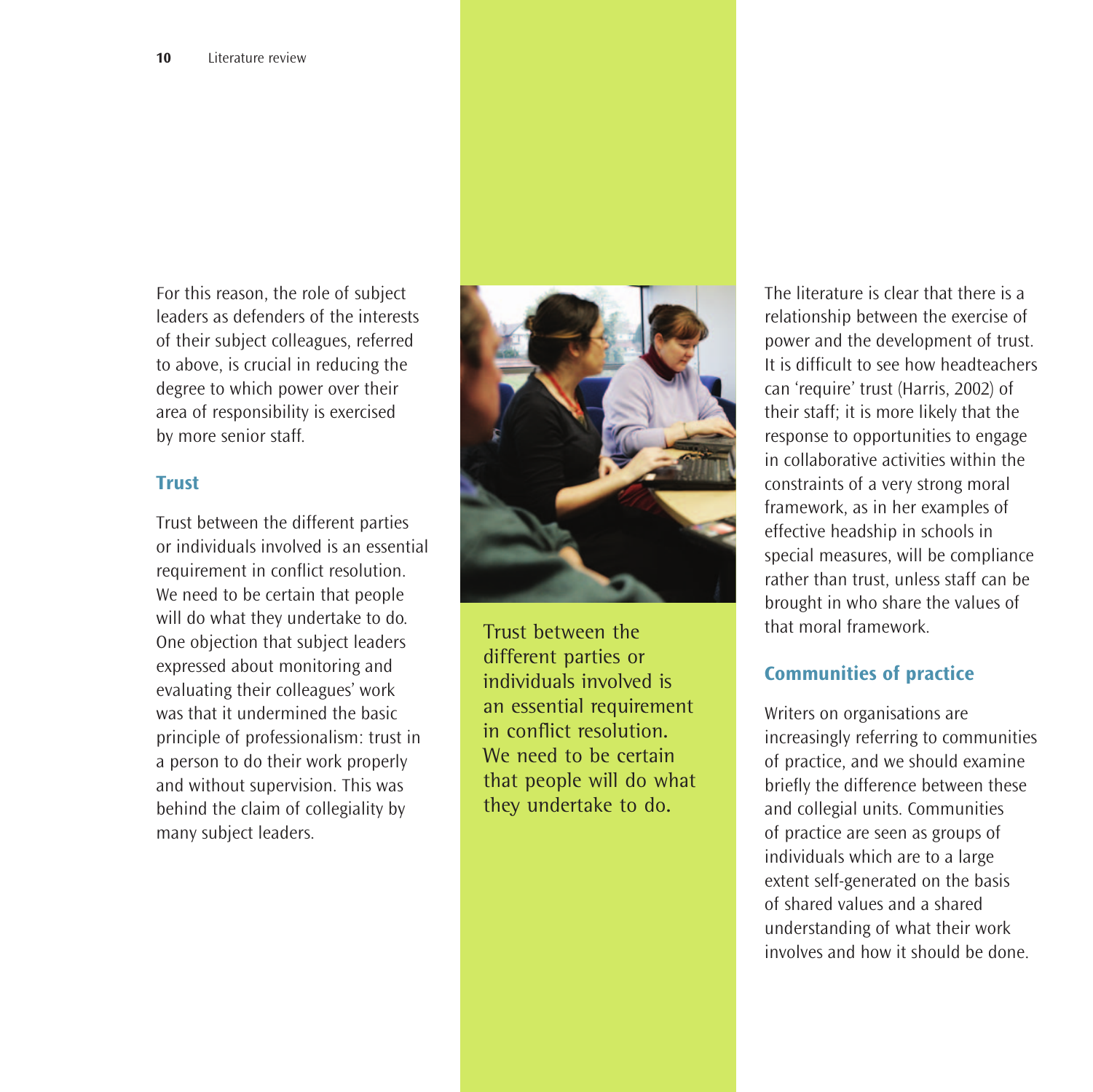For this reason, the role of subject leaders as defenders of the interests of their subject colleagues, referred to above, is crucial in reducing the degree to which power over their area of responsibility is exercised by more senior staff.

## Trust

Trust between the different parties or individuals involved is an essential requirement in conflict resolution. We need to be certain that people will do what they undertake to do. One objection that subject leaders expressed about monitoring and evaluating their colleagues' work was that it undermined the basic principle of professionalism: trust in a person to do their work properly and without supervision. This was behind the claim of collegiality by many subject leaders.

Trust between the different parties or individuals involved is an essential requirement in conflict resolution. We need to be certain that people will do what they undertake to do.

The literature is clear that there is a relationship between the exercise of power and the development of trust. It is difficult to see how headteachers can 'require' trust (Harris, 2002) of their staff; it is more likely that the response to opportunities to engage in collaborative activities within the constraints of a very strong moral framework, as in her examples of effective headship in schools in special measures, will be compliance rather than trust, unless staff can be brought in who share the values of that moral framework.

## Communities of practice

Writers on organisations are increasingly referring to communities of practice, and we should examine briefly the difference between these and collegial units. Communities of practice are seen as groups of individuals which are to a large extent self-generated on the basis of shared values and a shared understanding of what their work involves and how it should be done.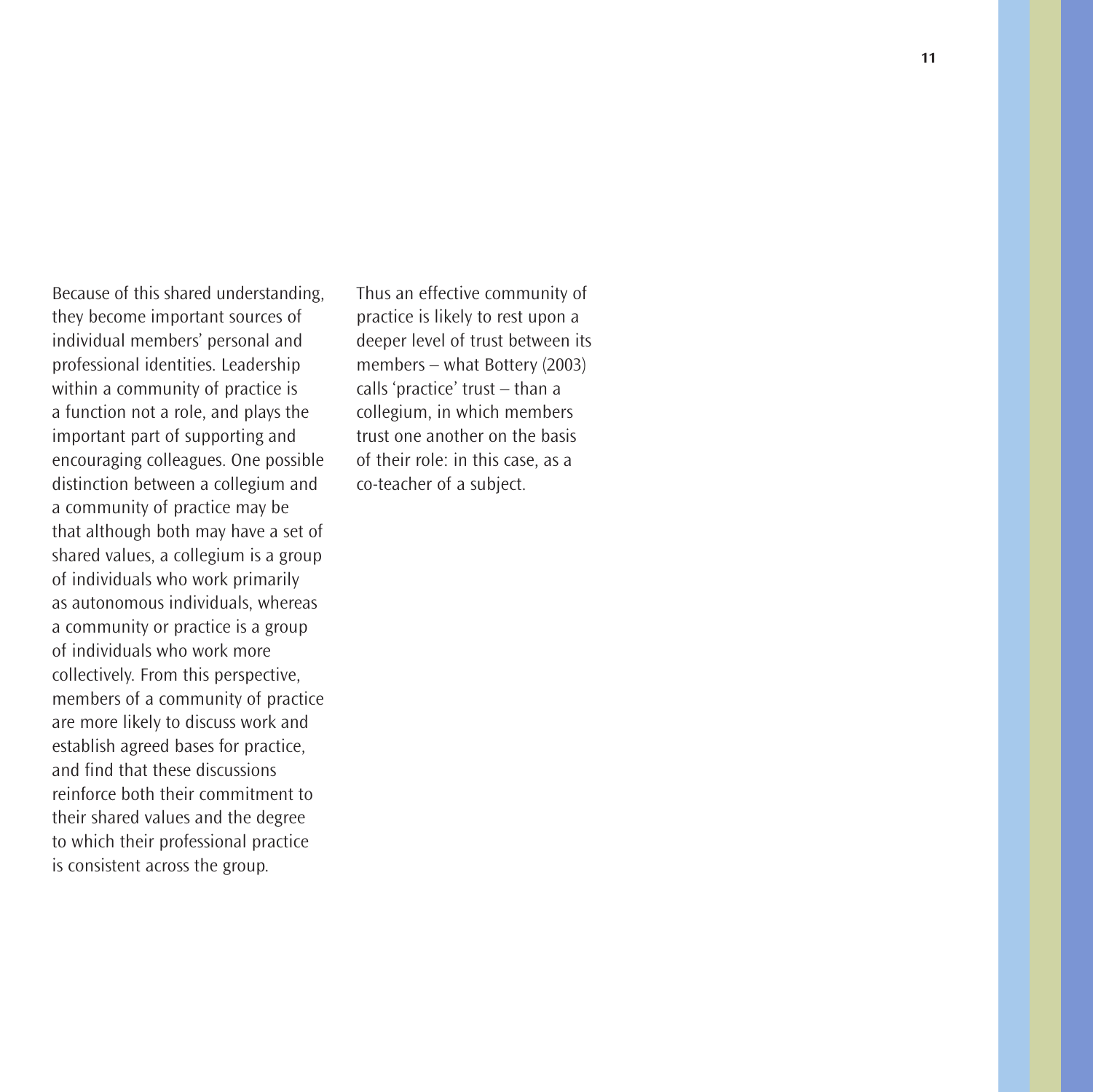Because of this shared understanding, they become important sources of individual members' personal and professional identities. Leadership within a community of practice is a function not a role, and plays the important part of supporting and encouraging colleagues. One possible distinction between a collegium and a community of practice may be that although both may have a set of shared values, a collegium is a group of individuals who work primarily as autonomous individuals, whereas a community or practice is a group of individuals who work more collectively. From this perspective, members of a community of practice are more likely to discuss work and establish agreed bases for practice, and find that these discussions reinforce both their commitment to their shared values and the degree to which their professional practice is consistent across the group.

Thus an effective community of practice is likely to rest upon a deeper level of trust between its members – what Bottery (2003) calls 'practice' trust – than a collegium, in which members trust one another on the basis of their role: in this case, as a co-teacher of a subject.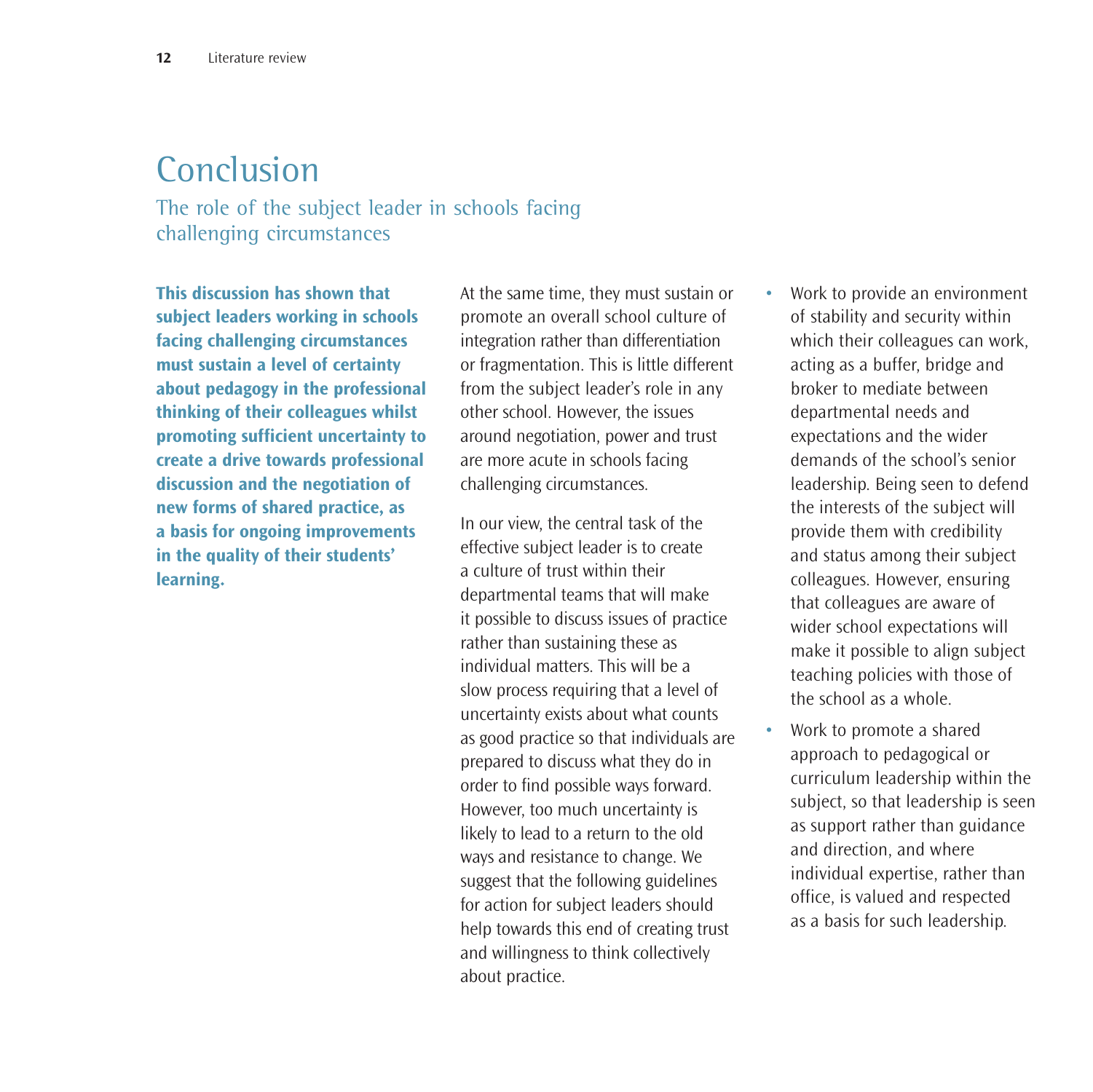# Conclusion

## The role of the subject leader in schools facing challenging circumstances

**This discussion has shown that subject leaders working in schools facing challenging circumstances must sustain a level of certainty about pedagogy in the professional thinking of their colleagues whilst promoting sufficient uncertainty to create a drive towards professional discussion and the negotiation of new forms of shared practice, as a basis for ongoing improvements in the quality of their students' learning.**

At the same time, they must sustain or promote an overall school culture of integration rather than differentiation or fragmentation. This is little different from the subject leader's role in any other school. However, the issues around negotiation, power and trust are more acute in schools facing challenging circumstances.

In our view, the central task of the effective subject leader is to create a culture of trust within their departmental teams that will make it possible to discuss issues of practice rather than sustaining these as individual matters. This will be a slow process requiring that a level of uncertainty exists about what counts as good practice so that individuals are prepared to discuss what they do in order to find possible ways forward. However, too much uncertainty is likely to lead to a return to the old ways and resistance to change. We suggest that the following guidelines for action for subject leaders should help towards this end of creating trust and willingness to think collectively about practice.

- Work to provide an environment of stability and security within which their colleagues can work, acting as a buffer, bridge and broker to mediate between departmental needs and expectations and the wider demands of the school's senior leadership. Being seen to defend the interests of the subject will provide them with credibility and status among their subject colleagues. However, ensuring that colleagues are aware of wider school expectations will make it possible to align subject teaching policies with those of the school as a whole.
- Work to promote a shared approach to pedagogical or curriculum leadership within the subject, so that leadership is seen as support rather than guidance and direction, and where individual expertise, rather than office, is valued and respected as a basis for such leadership.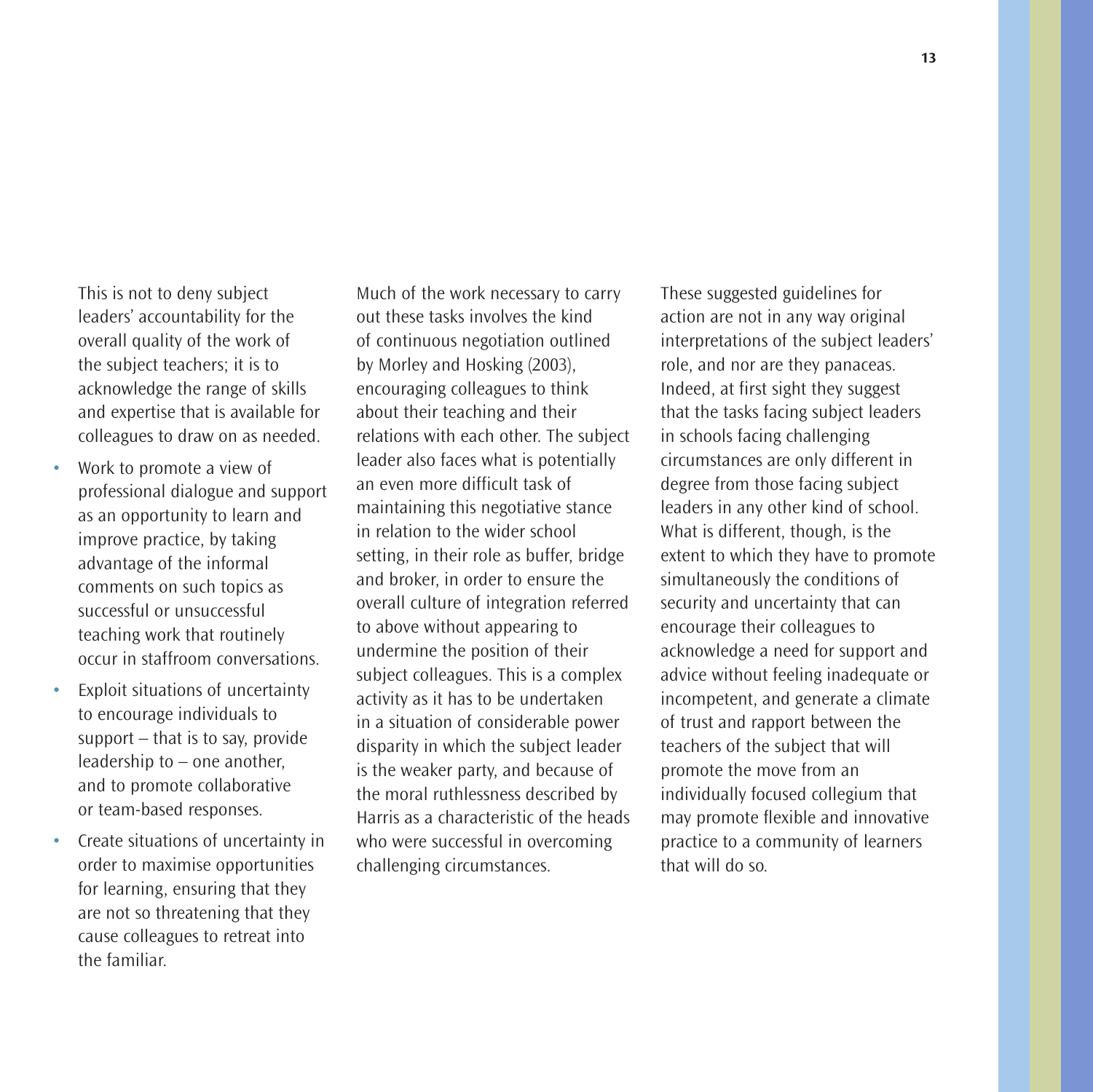This is not to deny subject leaders' accountability for the overall quality of the work of the subject teachers; it is to acknowledge the range of skills and expertise that is available for colleagues to draw on as needed.

- Work to promote a view of professional dialogue and support as an opportunity to learn and improve practice, by taking advantage of the informal comments on such topics as successful or unsuccessful teaching work that routinely occur in staffroom conversations.
- Exploit situations of uncertainty to encourage individuals to support – that is to say, provide leadership to – one another, and to promote collaborative or team-based responses.
- Create situations of uncertainty in order to maximise opportunities for learning, ensuring that they are not so threatening that they cause colleagues to retreat into the familiar.

Much of the work necessary to carry out these tasks involves the kind of continuous negotiation outlined by Morley and Hosking (2003), encouraging colleagues to think about their teaching and their relations with each other. The subject leader also faces what is potentially an even more difficult task of maintaining this negotiative stance in relation to the wider school setting, in their role as buffer, bridge and broker, in order to ensure the overall culture of integration referred to above without appearing to undermine the position of their subject colleagues. This is a complex activity as it has to be undertaken in a situation of considerable power disparity in which the subject leader is the weaker party, and because of the moral ruthlessness described by Harris as a characteristic of the heads who were successful in overcoming challenging circumstances.

These suggested guidelines for action are not in any way original interpretations of the subject leaders' role, and nor are they panaceas. Indeed, at first sight they suggest that the tasks facing subject leaders in schools facing challenging circumstances are only different in degree from those facing subject leaders in any other kind of school. What is different, though, is the extent to which they have to promote simultaneously the conditions of security and uncertainty that can encourage their colleagues to acknowledge a need for support and advice without feeling inadequate or incompetent, and generate a climate of trust and rapport between the teachers of the subject that will promote the move from an individually focused collegium that may promote flexible and innovative practice to a community of learners that will do so.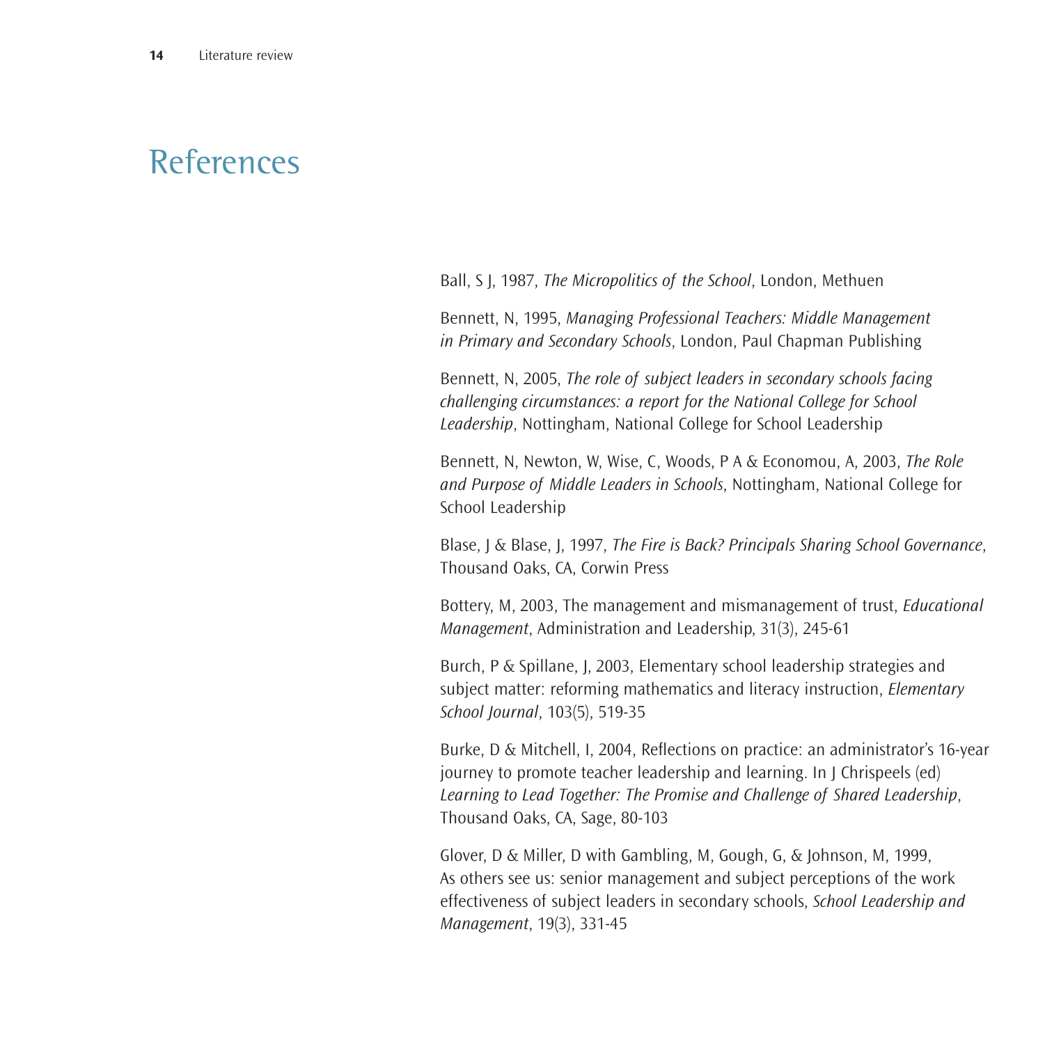# References

Ball, S J, 1987, *The Micropolitics of the School*, London, Methuen

Bennett, N, 1995, *Managing Professional Teachers: Middle Management in Primary and Secondary Schools*, London, Paul Chapman Publishing

Bennett, N, 2005, *The role of subject leaders in secondary schools facing challenging circumstances: a report for the National College for School Leadership*, Nottingham, National College for School Leadership

Bennett, N, Newton, W, Wise, C, Woods, P A & Economou, A, 2003, *The Role and Purpose of Middle Leaders in Schools*, Nottingham, National College for School Leadership

Blase, J & Blase, J, 1997, *The Fire is Back? Principals Sharing School Governance*, Thousand Oaks, CA, Corwin Press

Bottery, M, 2003, The management and mismanagement of trust, *Educational Management*, Administration and Leadership, 31(3), 245-61

Burch, P & Spillane, J, 2003, Elementary school leadership strategies and subject matter: reforming mathematics and literacy instruction, *Elementary School Journal*, 103(5), 519-35

Burke, D & Mitchell, I, 2004, Reflections on practice: an administrator's 16-year journey to promote teacher leadership and learning. In J Chrispeels (ed) *Learning to Lead Together: The Promise and Challenge of Shared Leadership*, Thousand Oaks, CA, Sage, 80-103

Glover, D & Miller, D with Gambling, M, Gough, G, & Johnson, M, 1999, As others see us: senior management and subject perceptions of the work effectiveness of subject leaders in secondary schools, *School Leadership and Management*, 19(3), 331-45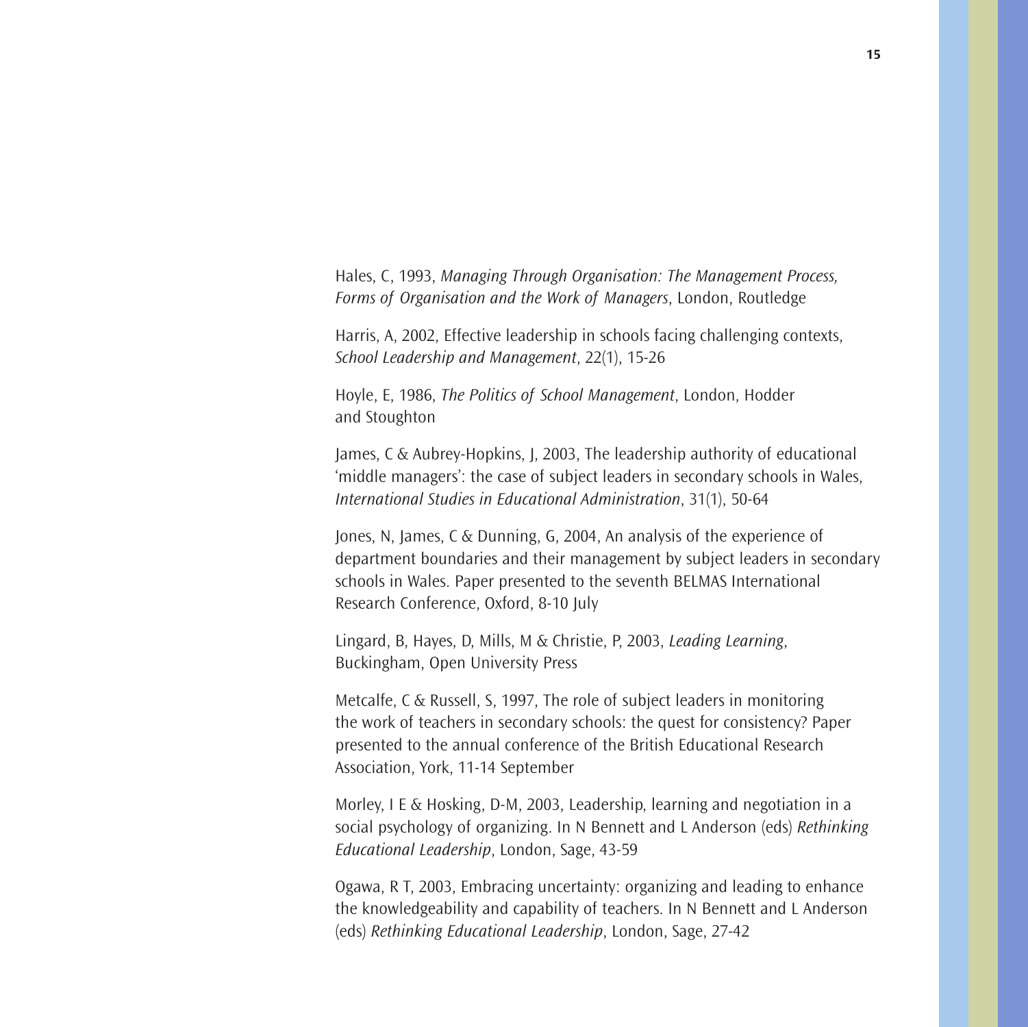Hales, C, 1993, *Managing Through Organisation: The Management Process, Forms of Organisation and the Work of Managers*, London, Routledge

Harris, A, 2002, Effective leadership in schools facing challenging contexts, *School Leadership and Management*, 22(1), 15-26

Hoyle, E, 1986, *The Politics of School Management*, London, Hodder and Stoughton

James, C & Aubrey-Hopkins, J, 2003, The leadership authority of educational 'middle managers': the case of subject leaders in secondary schools in Wales, *International Studies in Educational Administration*, 31(1), 50-64

Jones, N, James, C & Dunning, G, 2004, An analysis of the experience of department boundaries and their management by subject leaders in secondary schools in Wales. Paper presented to the seventh BELMAS International Research Conference, Oxford, 8-10 July

Lingard, B, Hayes, D, Mills, M & Christie, P, 2003, *Leading Learning*, Buckingham, Open University Press

Metcalfe, C & Russell, S, 1997, The role of subject leaders in monitoring the work of teachers in secondary schools: the quest for consistency? Paper presented to the annual conference of the British Educational Research Association, York, 11-14 September

Morley, I E & Hosking, D-M, 2003, Leadership, learning and negotiation in a social psychology of organizing. In N Bennett and L Anderson (eds) *Rethinking Educational Leadership*, London, Sage, 43-59

Ogawa, R T, 2003, Embracing uncertainty: organizing and leading to enhance the knowledgeability and capability of teachers. In N Bennett and L Anderson (eds) *Rethinking Educational Leadership*, London, Sage, 27-42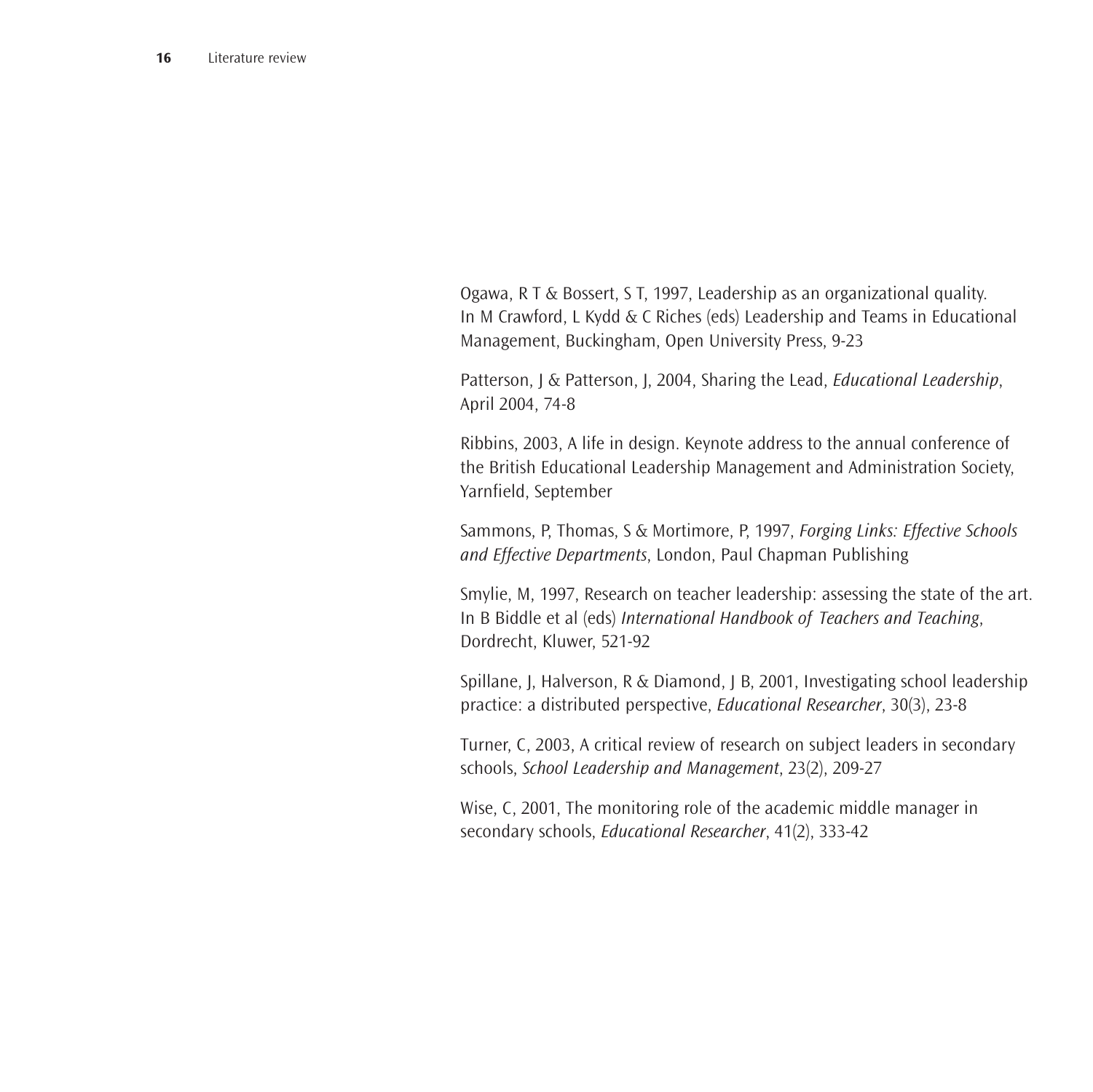Ogawa, R T & Bossert, S T, 1997, Leadership as an organizational quality. In M Crawford, L Kydd & C Riches (eds) Leadership and Teams in Educational Management, Buckingham, Open University Press, 9-23

Patterson, J & Patterson, J, 2004, Sharing the Lead, *Educational Leadership*, April 2004, 74-8

Ribbins, 2003, A life in design. Keynote address to the annual conference of the British Educational Leadership Management and Administration Society, Yarnfield, September

Sammons, P, Thomas, S & Mortimore, P, 1997, *Forging Links: Effective Schools and Effective Departments*, London, Paul Chapman Publishing

Smylie, M, 1997, Research on teacher leadership: assessing the state of the art. In B Biddle et al (eds) *International Handbook of Teachers and Teaching*, Dordrecht, Kluwer, 521-92

Spillane, J, Halverson, R & Diamond, J B, 2001, Investigating school leadership practice: a distributed perspective, *Educational Researcher*, 30(3), 23-8

Turner, C, 2003, A critical review of research on subject leaders in secondary schools, *School Leadership and Management*, 23(2), 209-27

Wise, C, 2001, The monitoring role of the academic middle manager in secondary schools, *Educational Researcher*, 41(2), 333-42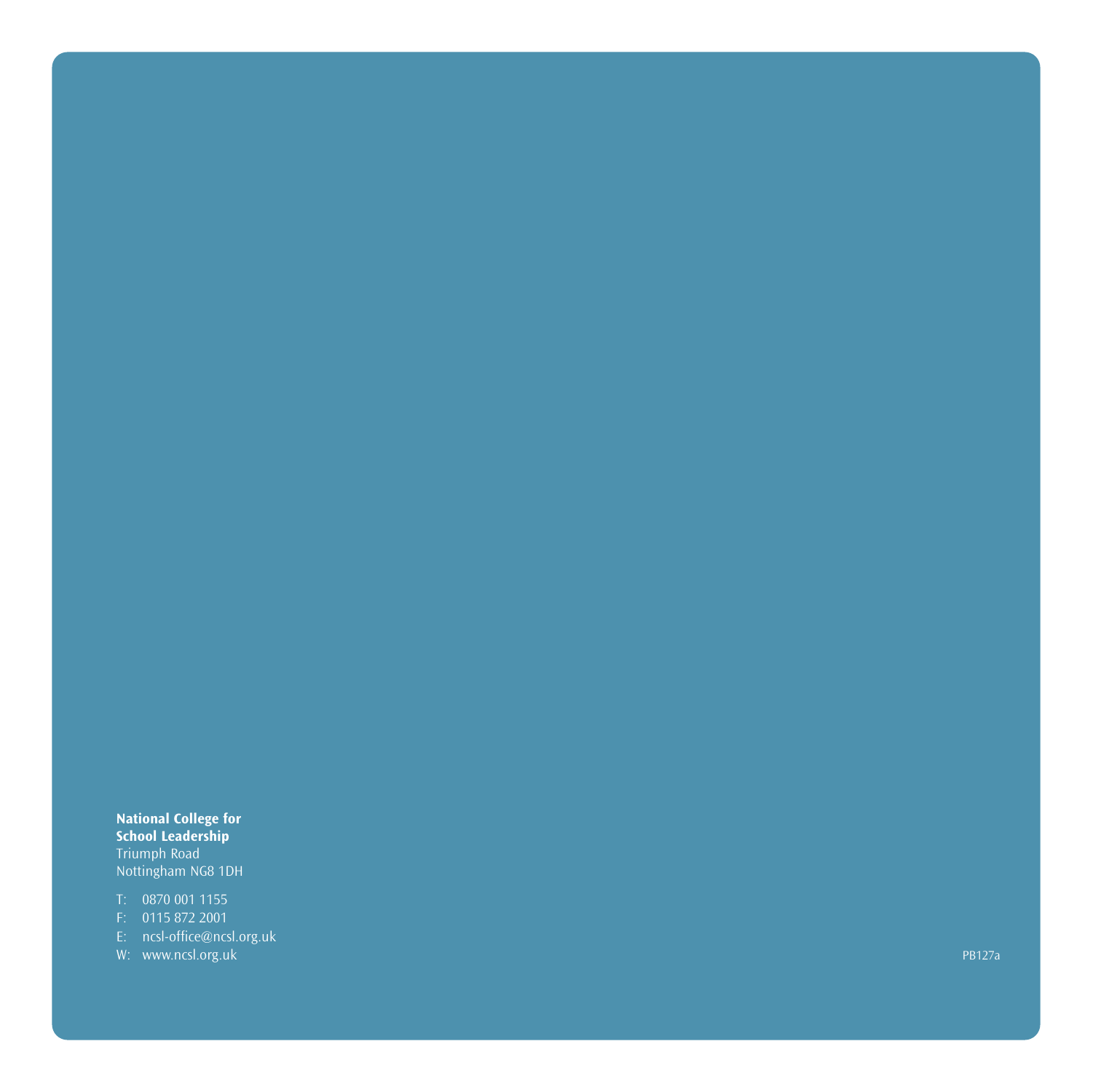**National College for School Leadership**
Triumph Road
Nottingham NG8 1DH

T: 0870 001 1155
F: 0115 872 2001
E: ncsl-office@ncsl.org.uk
W: www.ncsl.org.uk

PB127a